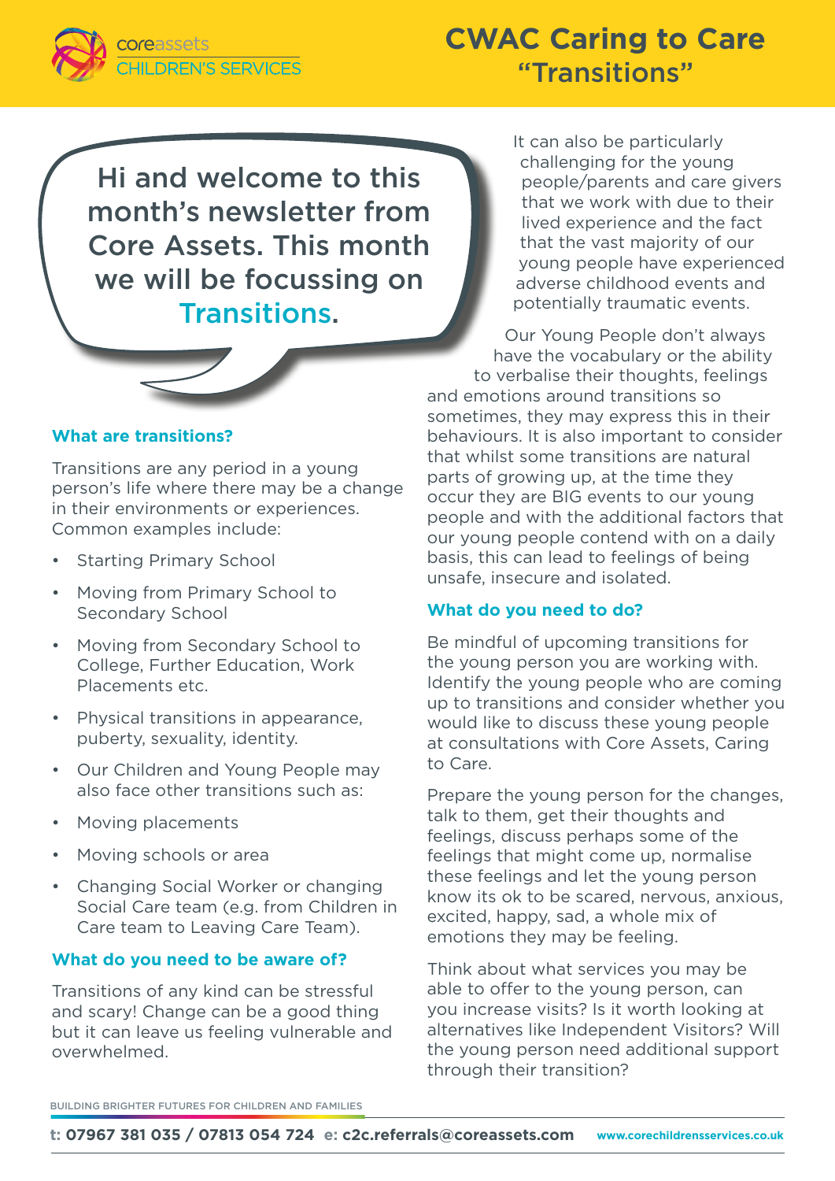coreassets CHILDREN'S SERVICES

# CWAC Caring to Care "Transitions"

Hi and welcome to this month's newsletter from Core Assets. This month we will be focussing on Transitions.

## What are transitions?

Transitions are any period in a young person's life where there may be a change in their environments or experiences. Common examples include:

- Starting Primary School
- Moving from Primary School to Secondary School
- Moving from Secondary School to College, Further Education, Work Placements etc.
- Physical transitions in appearance, puberty, sexuality, identity.
- Our Children and Young People may also face other transitions such as:
- Moving placements
- Moving schools or area
- Changing Social Worker or changing Social Care team (e.g. from Children in Care team to Leaving Care Team).

## What do you need to be aware of?

Transitions of any kind can be stressful and scary! Change can be a good thing but it can leave us feeling vulnerable and overwhelmed.

It can also be particularly challenging for the young people/parents and care givers that we work with due to their lived experience and the fact that the vast majority of our young people have experienced adverse childhood events and potentially traumatic events.

Our Young People don't always have the vocabulary or the ability to verbalise their thoughts, feelings and emotions around transitions so sometimes, they may express this in their behaviours. It is also important to consider that whilst some transitions are natural parts of growing up, at the time they occur they are BIG events to our young people and with the additional factors that our young people contend with on a daily basis, this can lead to feelings of being unsafe, insecure and isolated.

## What do you need to do?

Be mindful of upcoming transitions for the young person you are working with. Identify the young people who are coming up to transitions and consider whether you would like to discuss these young people at consultations with Core Assets, Caring to Care.

Prepare the young person for the changes, talk to them, get their thoughts and feelings, discuss perhaps some of the feelings that might come up, normalise these feelings and let the young person know its ok to be scared, nervous, anxious, excited, happy, sad, a whole mix of emotions they may be feeling.

Think about what services you may be able to offer to the young person, can you increase visits? Is it worth looking at alternatives like Independent Visitors? Will the young person need additional support through their transition?

BUILDING BRIGHTER FUTURES FOR CHILDREN AND FAMILIES

**t: 07967 381 035 / 07813 054 724 e: c2c.referrals@coreassets.com** www.corechildrensservices.co.uk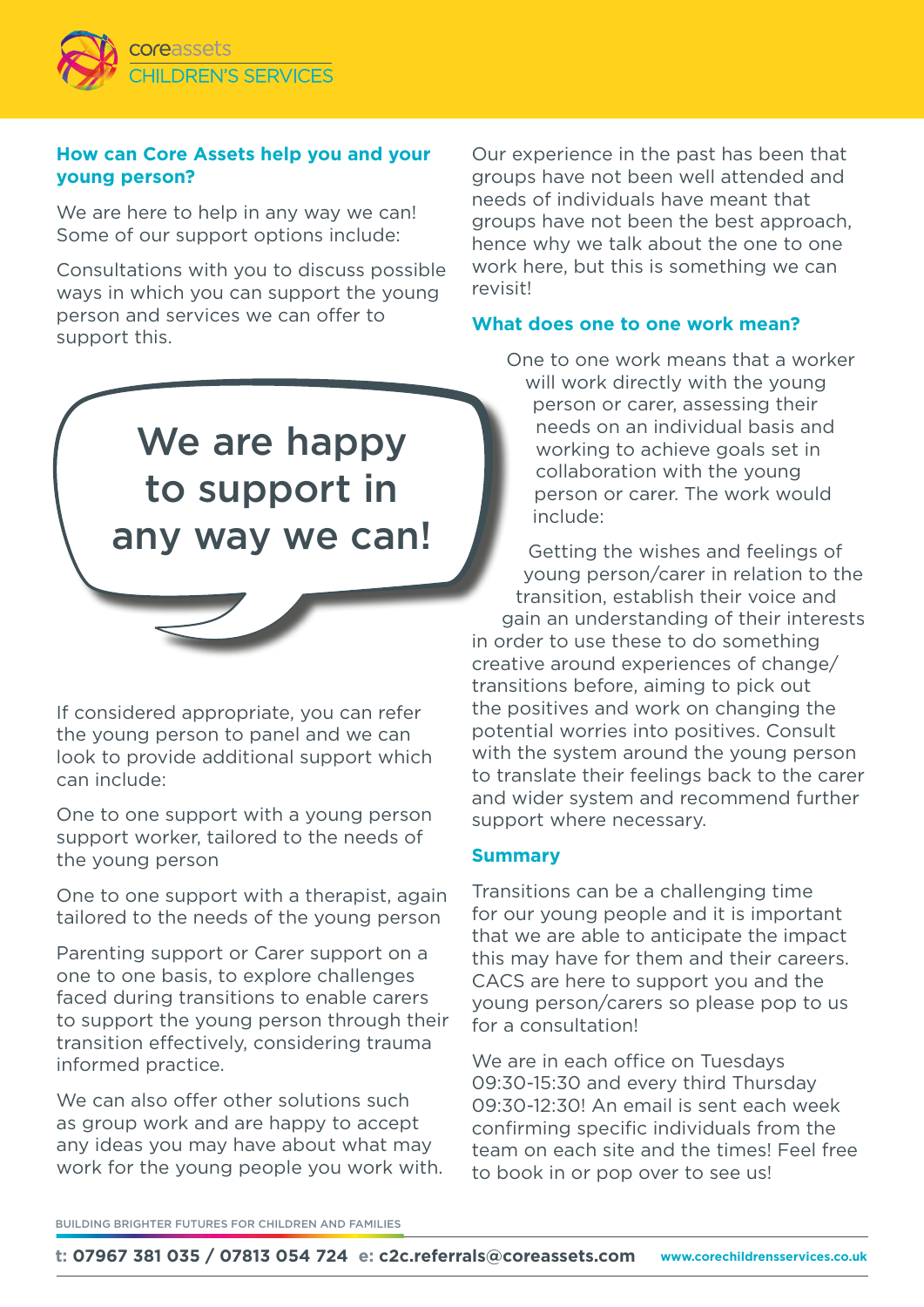## How can Core Assets help you and your young person?

We are here to help in any way we can! Some of our support options include:

Consultations with you to discuss possible ways in which you can support the young person and services we can offer to support this.

We are happy to support in any way we can!

If considered appropriate, you can refer the young person to panel and we can look to provide additional support which can include:

One to one support with a young person support worker, tailored to the needs of the young person

One to one support with a therapist, again tailored to the needs of the young person

Parenting support or Carer support on a one to one basis, to explore challenges faced during transitions to enable carers to support the young person through their transition effectively, considering trauma informed practice.

We can also offer other solutions such as group work and are happy to accept any ideas you may have about what may work for the young people you work with.

Our experience in the past has been that groups have not been well attended and needs of individuals have meant that groups have not been the best approach, hence why we talk about the one to one work here, but this is something we can revisit!

## What does one to one work mean?

One to one work means that a worker will work directly with the young person or carer, assessing their needs on an individual basis and working to achieve goals set in collaboration with the young person or carer. The work would include:

Getting the wishes and feelings of young person/carer in relation to the transition, establish their voice and gain an understanding of their interests in order to use these to do something creative around experiences of change/ transitions before, aiming to pick out the positives and work on changing the potential worries into positives. Consult with the system around the young person to translate their feelings back to the carer and wider system and recommend further support where necessary.

## Summary

Transitions can be a challenging time for our young people and it is important that we are able to anticipate the impact this may have for them and their careers. CACS are here to support you and the young person/carers so please pop to us for a consultation!

We are in each office on Tuesdays 09:30-15:30 and every third Thursday 09:30-12:30! An email is sent each week confirming specific individuals from the team on each site and the times! Feel free to book in or pop over to see us!

BUILDING BRIGHTER FUTURES FOR CHILDREN AND FAMILIES

**t: 07967 381 035 / 07813 054 724 e: c2c.referrals@coreassets.com** www.corechildrensservices.co.uk